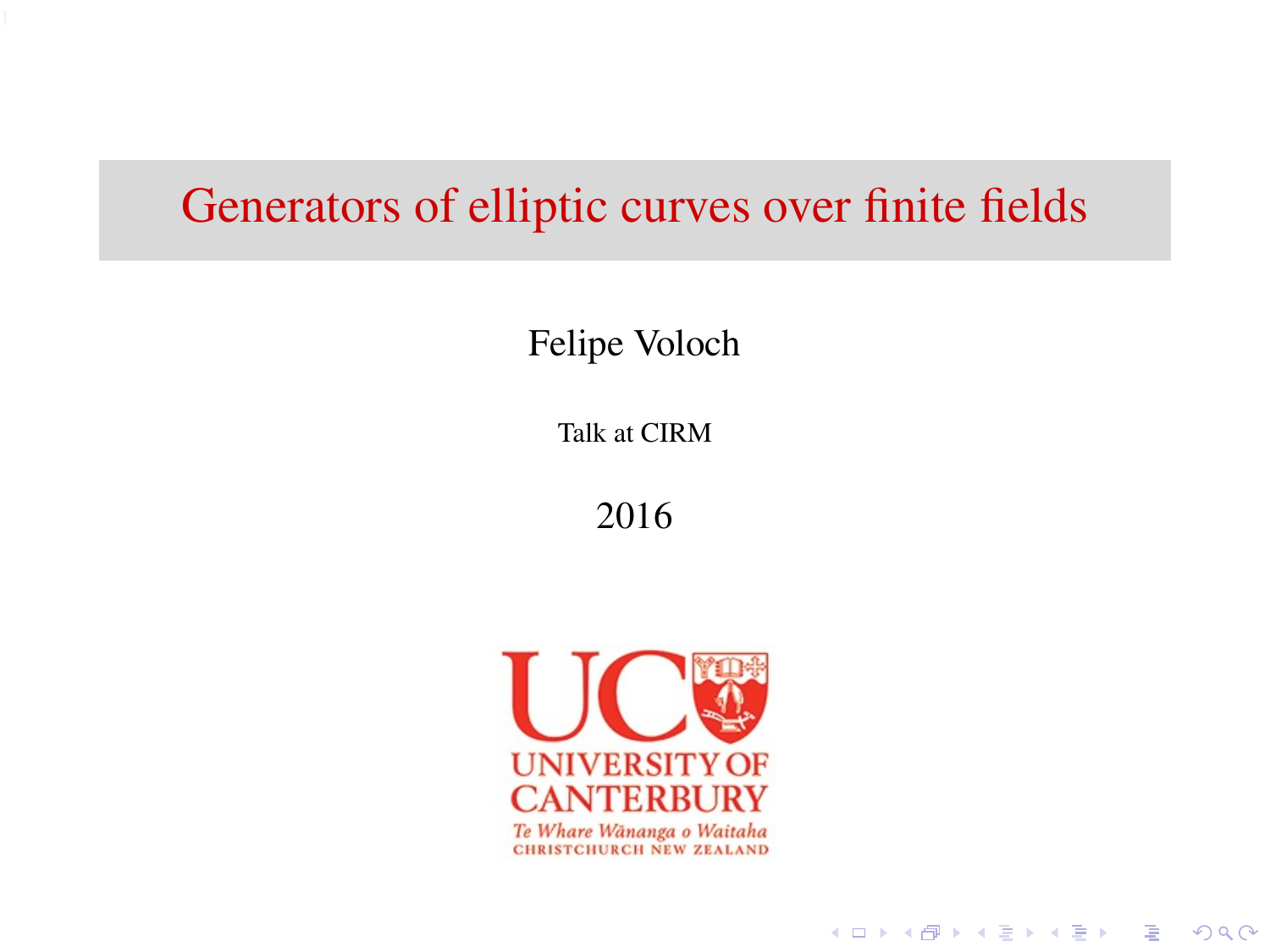# Generators of elliptic curves over finite fields

Felipe Voloch

Talk at CIRM

2016

UNIVERSITY OF CANTERBURY

Te Whare Wānanga o Waitaha

CHRISTCHURCH NEW ZEALAND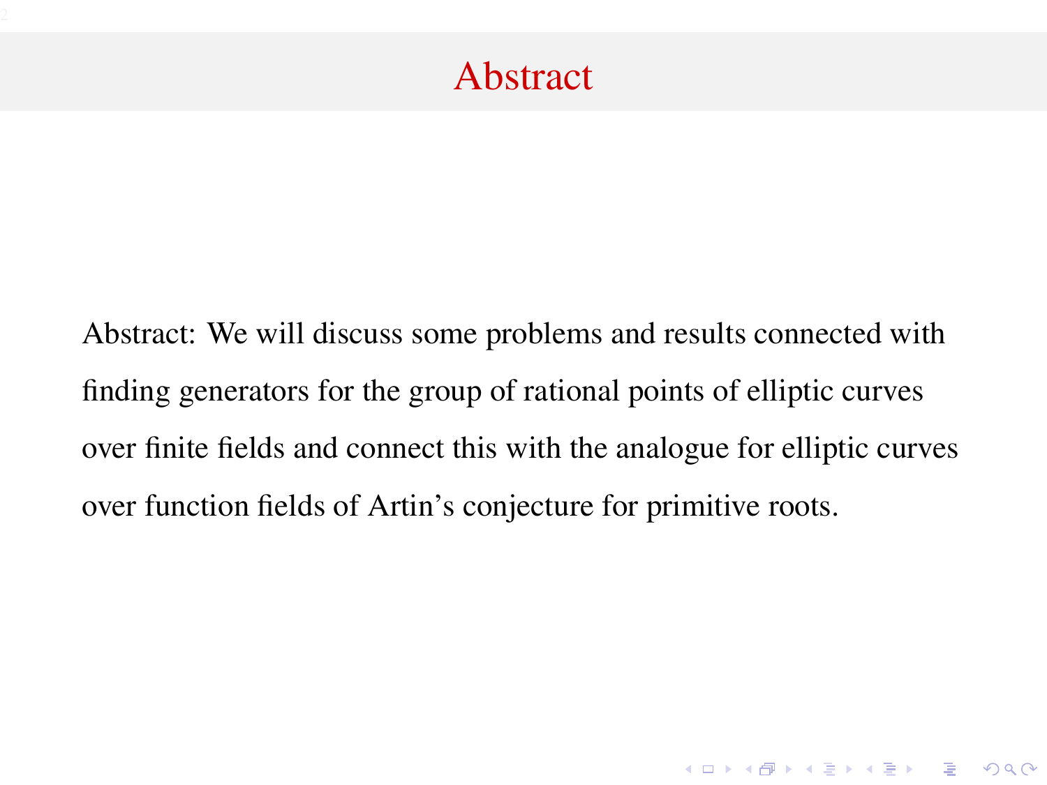# Abstract

Abstract: We will discuss some problems and results connected with finding generators for the group of rational points of elliptic curves over finite fields and connect this with the analogue for elliptic curves over function fields of Artin's conjecture for primitive roots.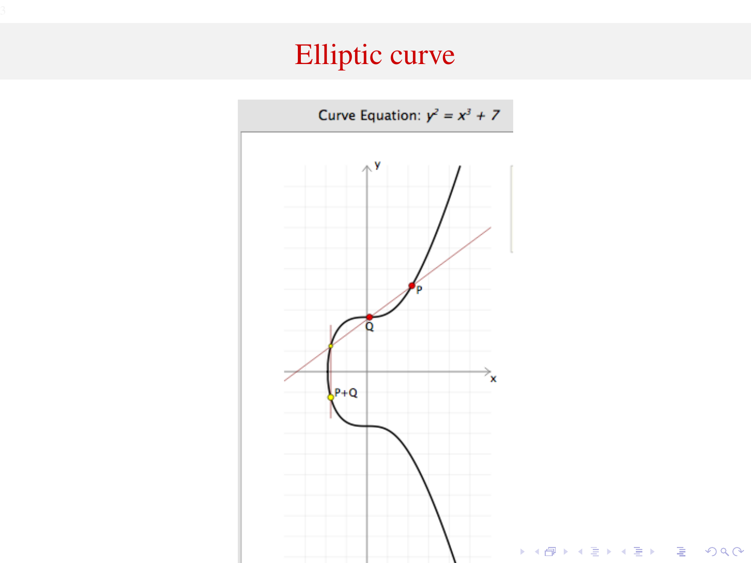# Elliptic curve

Curve Equation: $y^2 = x^3 + 7$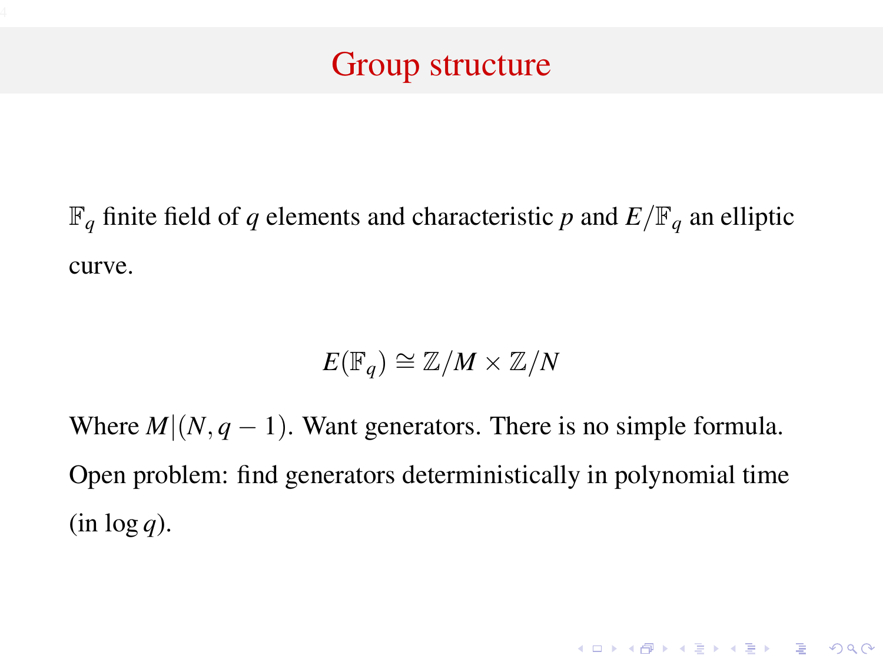# Group structure

$\mathbb{F}_q$ finite field of $q$ elements and characteristic $p$ and $E/\mathbb{F}_q$ an elliptic curve.

$$E(\mathbb{F}_q) \cong \mathbb{Z}/M \times \mathbb{Z}/N$$

Where $M|(N, q-1)$. Want generators. There is no simple formula.

Open problem: find generators deterministically in polynomial time (in $\log q$).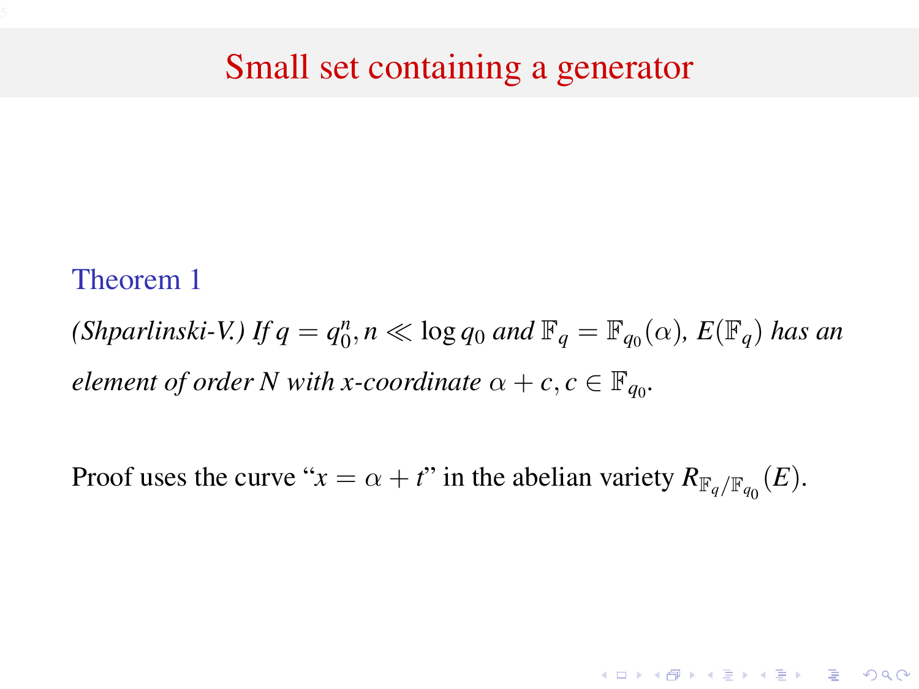# Small set containing a generator

**Theorem 1**

*(Shparlinski-V.) If $q = q_0^n, n \ll \log q_0$ and $\mathbb{F}_q = \mathbb{F}_{q_0}(\alpha)$, $E(\mathbb{F}_q)$ has an element of order $N$ with $x$-coordinate $\alpha + c, c \in \mathbb{F}_{q_0}$.*

Proof uses the curve "$x = \alpha + t$" in the abelian variety $R_{\mathbb{F}_q/\mathbb{F}_{q_0}}(E)$.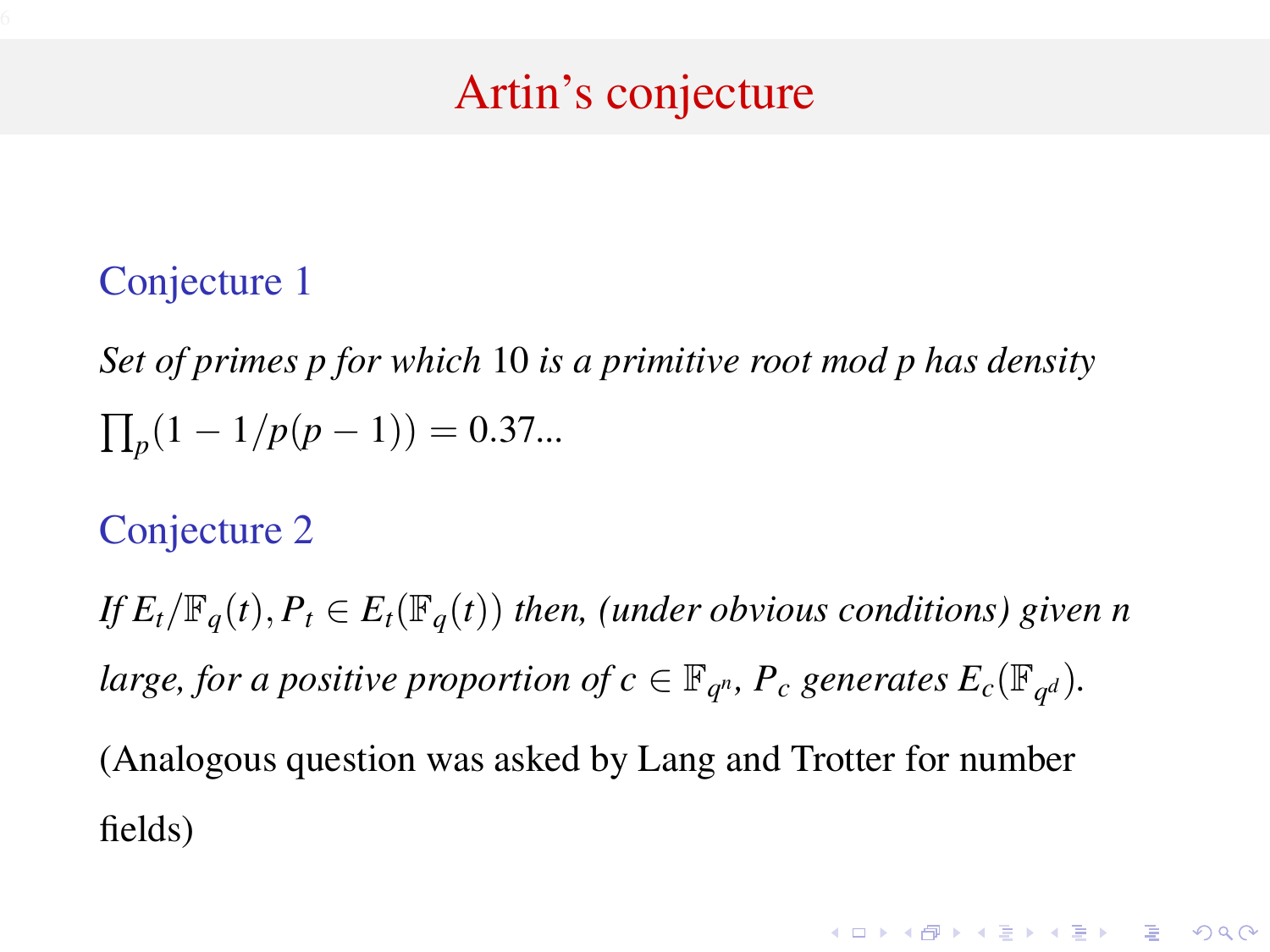# Artin's conjecture

**Conjecture 1**

*Set of primes p for which* 10 *is a primitive root mod p has density* $\prod_p(1 - 1/p(p-1)) = 0.37...$

**Conjecture 2**

*If* $E_t/\mathbb{F}_q(t), P_t \in E_t(\mathbb{F}_q(t))$ *then, (under obvious conditions) given* $n$ *large, for a positive proportion of* $c \in \mathbb{F}_{q^n}$, $P_c$ *generates* $E_c(\mathbb{F}_{q^d})$.

(Analogous question was asked by Lang and Trotter for number fields)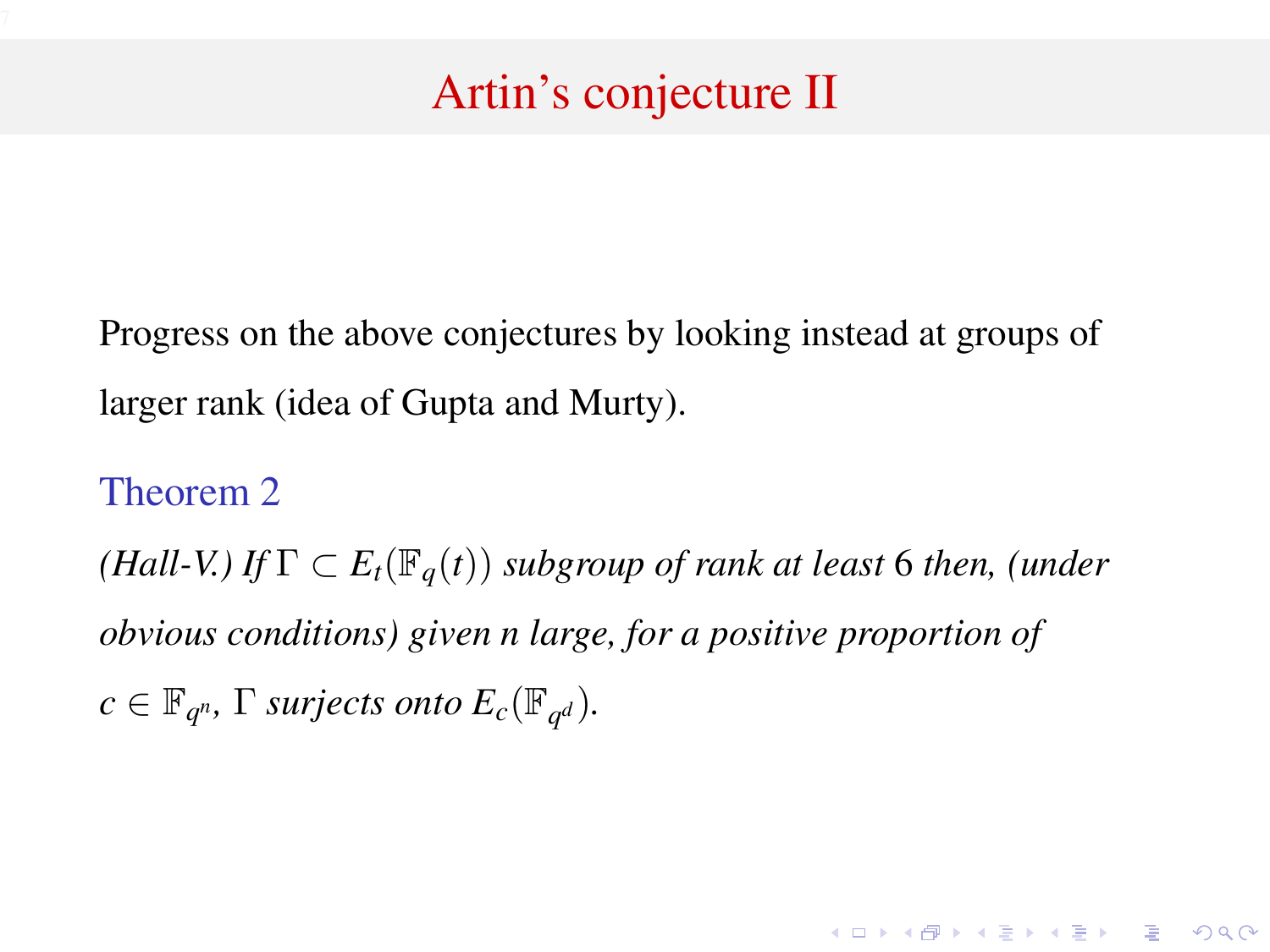# Artin's conjecture II

Progress on the above conjectures by looking instead at groups of larger rank (idea of Gupta and Murty).

**Theorem 2**

*(Hall-V.) If $\Gamma \subset E_t(\mathbb{F}_q(t))$ subgroup of rank at least 6 then, (under obvious conditions) given n large, for a positive proportion of $c \in \mathbb{F}_{q^n}$, $\Gamma$ surjects onto $E_c(\mathbb{F}_{q^d})$.*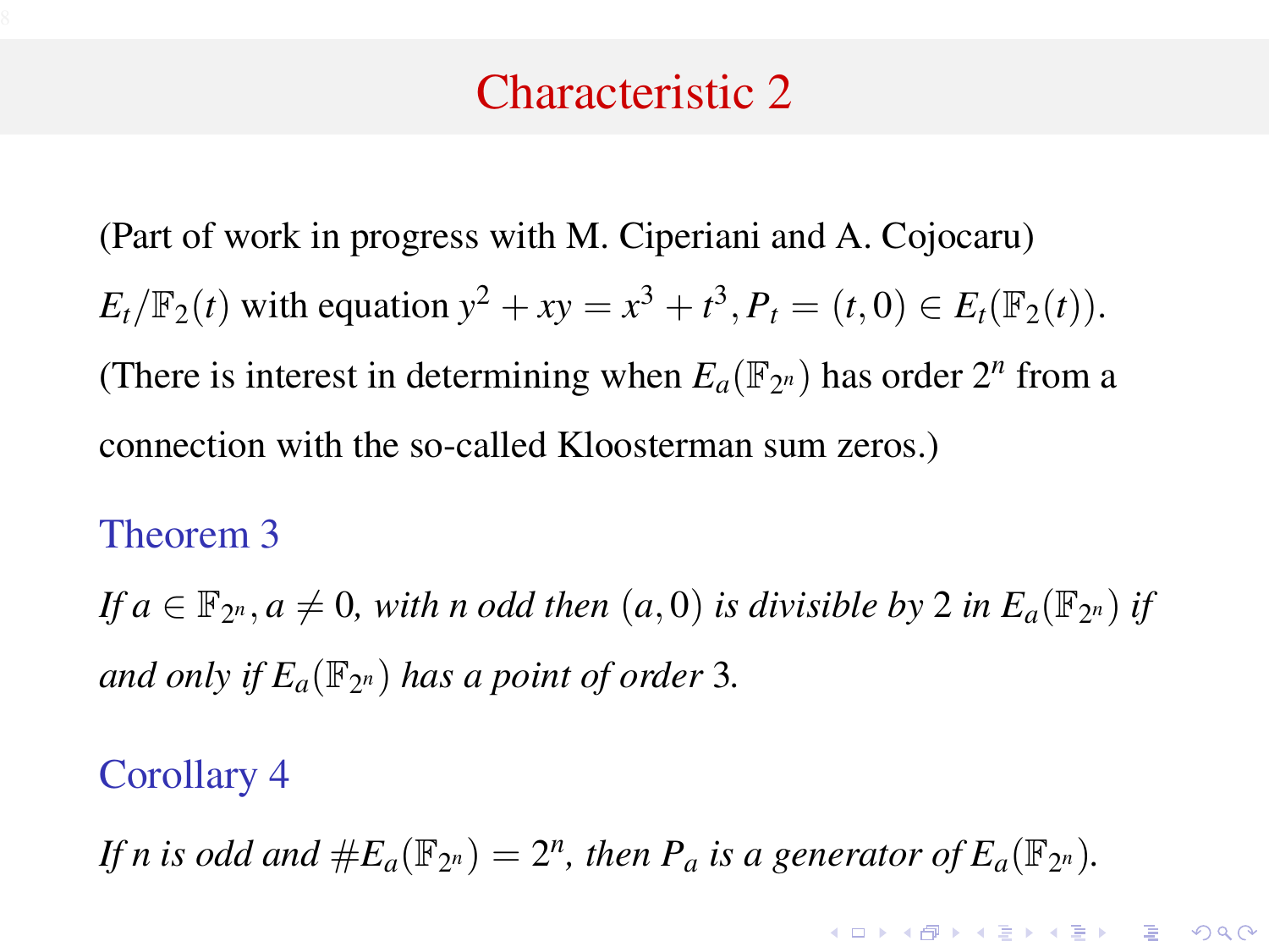# Characteristic 2

(Part of work in progress with M. Ciperiani and A. Cojocaru)

$E_t/\mathbb{F}_2(t)$ with equation $y^2 + xy = x^3 + t^3, P_t = (t, 0) \in E_t(\mathbb{F}_2(t))$.

(There is interest in determining when $E_a(\mathbb{F}_{2^n})$ has order $2^n$ from a connection with the so-called Kloosterman sum zeros.)

### Theorem 3

*If $a \in \mathbb{F}_{2^n}, a \neq 0$, with $n$ odd then $(a, 0)$ is divisible by 2 in $E_a(\mathbb{F}_{2^n})$ if and only if $E_a(\mathbb{F}_{2^n})$ has a point of order 3.*

### Corollary 4

*If $n$ is odd and $\#E_a(\mathbb{F}_{2^n}) = 2^n$, then $P_a$ is a generator of $E_a(\mathbb{F}_{2^n})$.*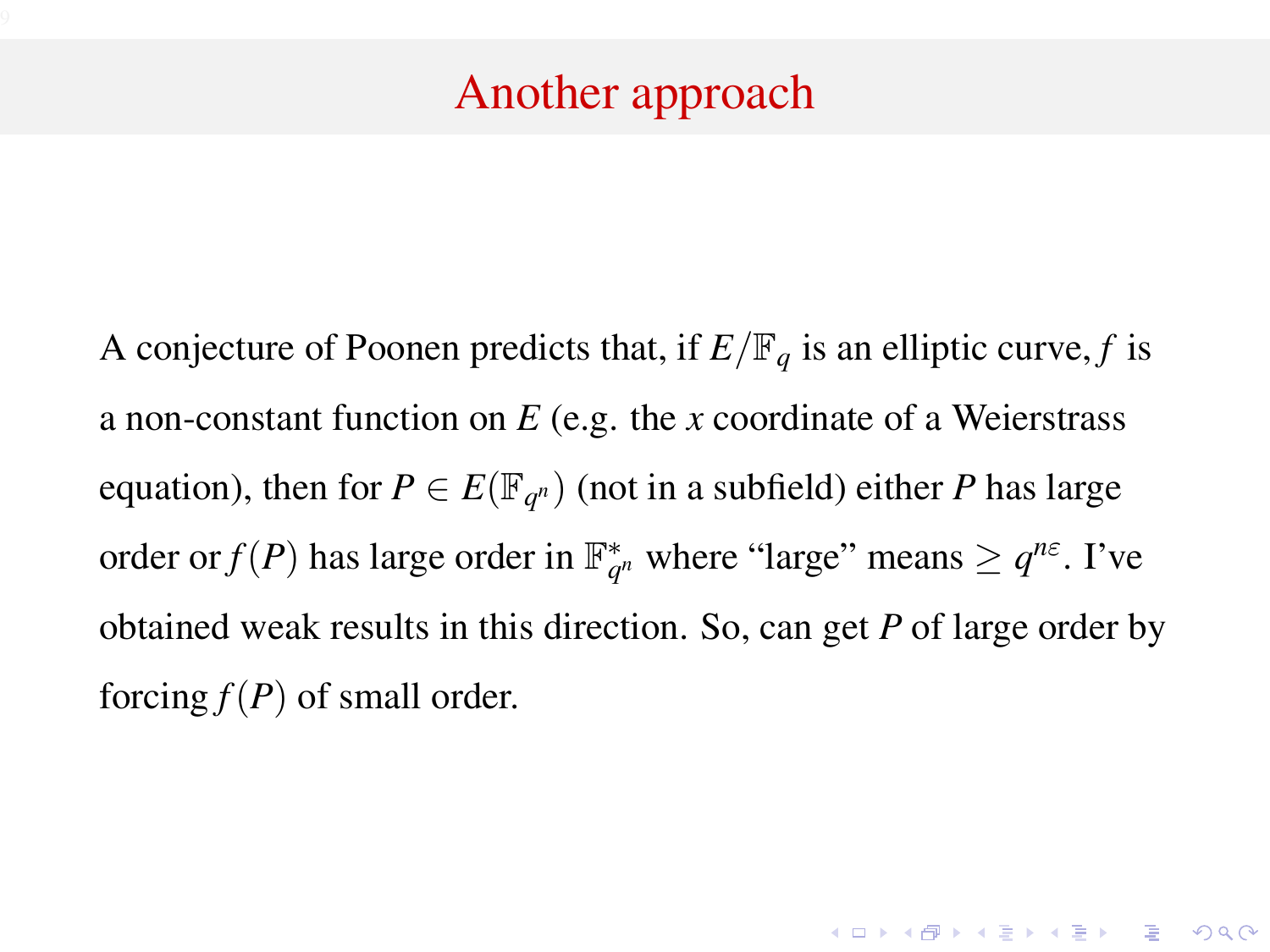# Another approach

A conjecture of Poonen predicts that, if $E/\mathbb{F}_q$ is an elliptic curve, $f$ is a non-constant function on $E$ (e.g. the $x$ coordinate of a Weierstrass equation), then for $P \in E(\mathbb{F}_{q^n})$ (not in a subfield) either $P$ has large order or $f(P)$ has large order in $\mathbb{F}_{q^n}^*$ where "large" means $\geq q^{n\varepsilon}$. I've obtained weak results in this direction. So, can get $P$ of large order by forcing $f(P)$ of small order.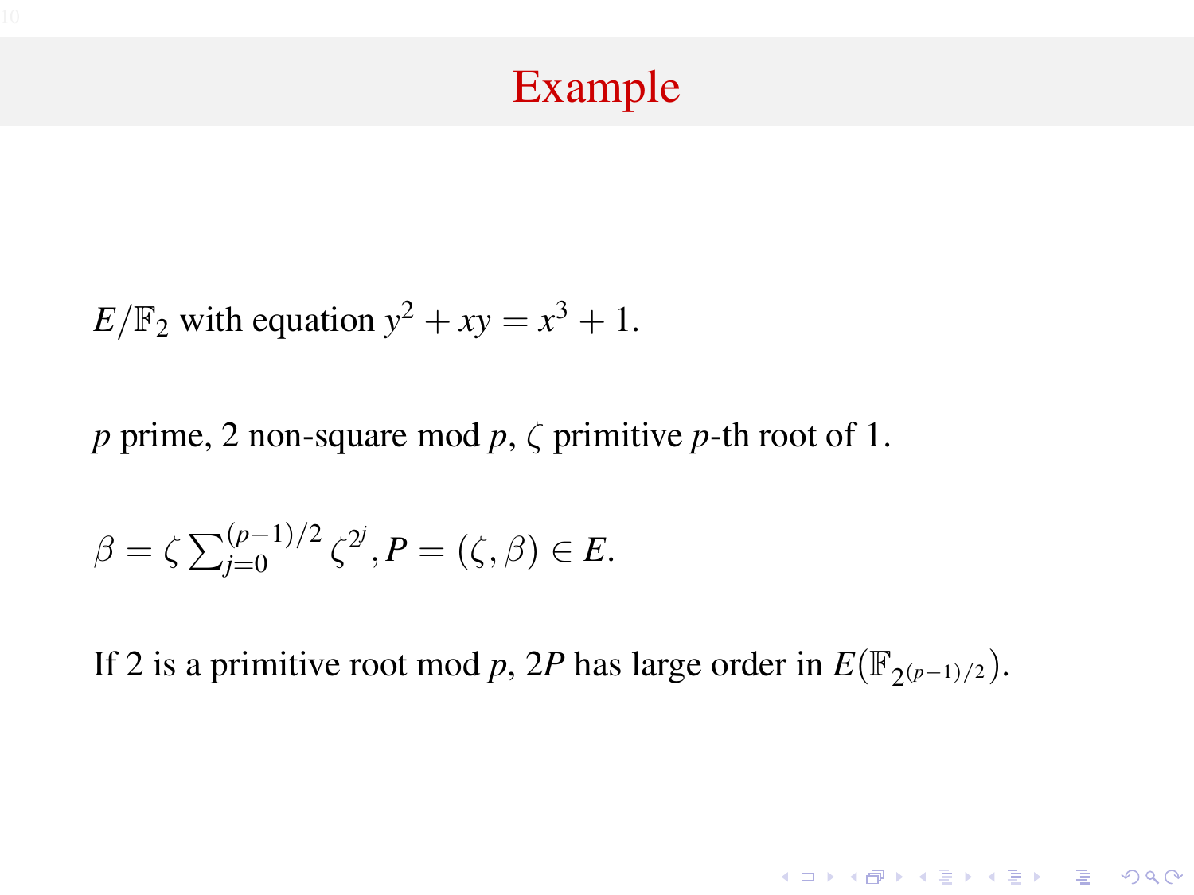# Example

$E/\mathbb{F}_2$ with equation $y^2 + xy = x^3 + 1$.

$p$ prime, 2 non-square mod $p$, $\zeta$ primitive $p$-th root of 1.

$\beta = \zeta \sum_{j=0}^{(p-1)/2} \zeta^{2^j}, P = (\zeta, \beta) \in E$.

If 2 is a primitive root mod $p$, $2P$ has large order in $E(\mathbb{F}_{2^{(p-1)/2}})$.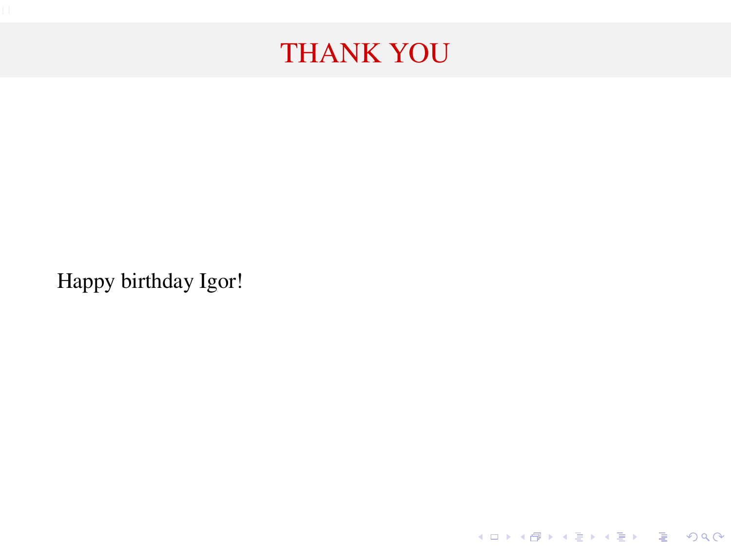# THANK YOU

Happy birthday Igor!